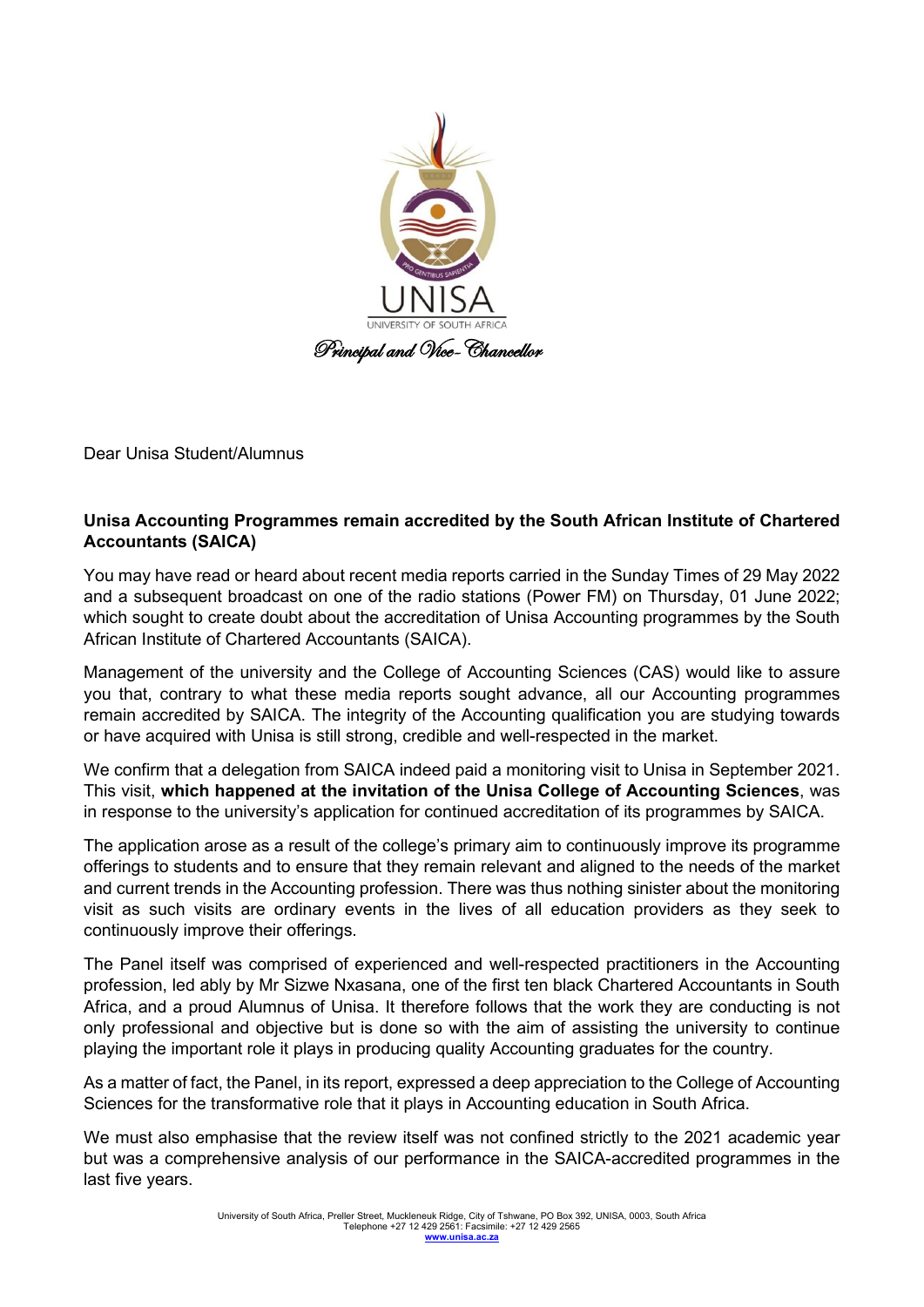UNISA

UNIVERSITY OF SOUTH AFRICA

*Principal and Vice-Chancellor*

Dear Unisa Student/Alumnus

**Unisa Accounting Programmes remain accredited by the South African Institute of Chartered Accountants (SAICA)**

You may have read or heard about recent media reports carried in the Sunday Times of 29 May 2022 and a subsequent broadcast on one of the radio stations (Power FM) on Thursday, 01 June 2022; which sought to create doubt about the accreditation of Unisa Accounting programmes by the South African Institute of Chartered Accountants (SAICA).

Management of the university and the College of Accounting Sciences (CAS) would like to assure you that, contrary to what these media reports sought advance, all our Accounting programmes remain accredited by SAICA. The integrity of the Accounting qualification you are studying towards or have acquired with Unisa is still strong, credible and well-respected in the market.

We confirm that a delegation from SAICA indeed paid a monitoring visit to Unisa in September 2021. This visit, **which happened at the invitation of the Unisa College of Accounting Sciences**, was in response to the university's application for continued accreditation of its programmes by SAICA.

The application arose as a result of the college's primary aim to continuously improve its programme offerings to students and to ensure that they remain relevant and aligned to the needs of the market and current trends in the Accounting profession. There was thus nothing sinister about the monitoring visit as such visits are ordinary events in the lives of all education providers as they seek to continuously improve their offerings.

The Panel itself was comprised of experienced and well-respected practitioners in the Accounting profession, led ably by Mr Sizwe Nxasana, one of the first ten black Chartered Accountants in South Africa, and a proud Alumnus of Unisa. It therefore follows that the work they are conducting is not only professional and objective but is done so with the aim of assisting the university to continue playing the important role it plays in producing quality Accounting graduates for the country.

As a matter of fact, the Panel, in its report, expressed a deep appreciation to the College of Accounting Sciences for the transformative role that it plays in Accounting education in South Africa.

We must also emphasise that the review itself was not confined strictly to the 2021 academic year but was a comprehensive analysis of our performance in the SAICA-accredited programmes in the last five years.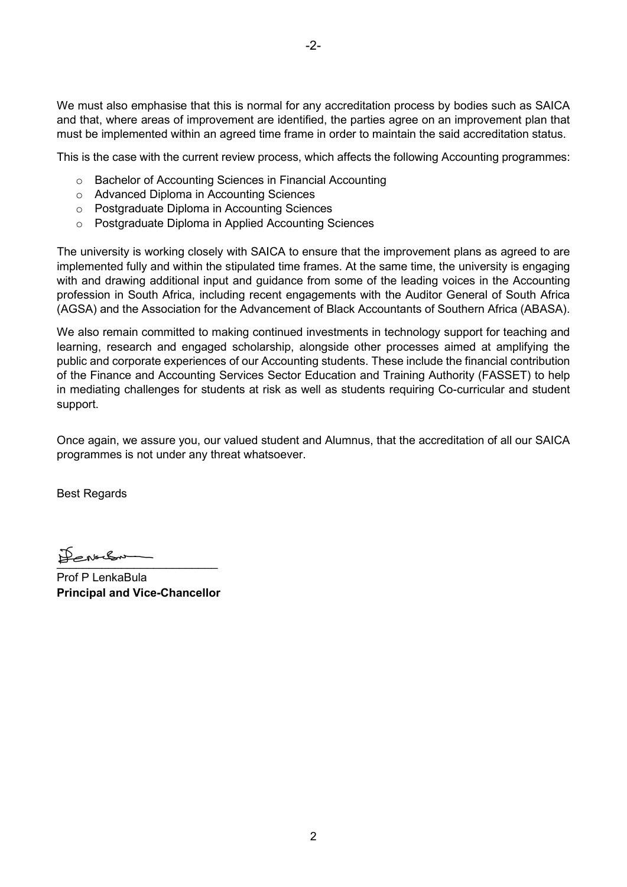We must also emphasise that this is normal for any accreditation process by bodies such as SAICA and that, where areas of improvement are identified, the parties agree on an improvement plan that must be implemented within an agreed time frame in order to maintain the said accreditation status.

This is the case with the current review process, which affects the following Accounting programmes:

- Bachelor of Accounting Sciences in Financial Accounting
- Advanced Diploma in Accounting Sciences
- Postgraduate Diploma in Accounting Sciences
- Postgraduate Diploma in Applied Accounting Sciences

The university is working closely with SAICA to ensure that the improvement plans as agreed to are implemented fully and within the stipulated time frames. At the same time, the university is engaging with and drawing additional input and guidance from some of the leading voices in the Accounting profession in South Africa, including recent engagements with the Auditor General of South Africa (AGSA) and the Association for the Advancement of Black Accountants of Southern Africa (ABASA).

We also remain committed to making continued investments in technology support for teaching and learning, research and engaged scholarship, alongside other processes aimed at amplifying the public and corporate experiences of our Accounting students. These include the financial contribution of the Finance and Accounting Services Sector Education and Training Authority (FASSET) to help in mediating challenges for students at risk as well as students requiring Co-curricular and student support.

Once again, we assure you, our valued student and Alumnus, that the accreditation of all our SAICA programmes is not under any threat whatsoever.

Best Regards

Prof P LenkaBula
**Principal and Vice-Chancellor**